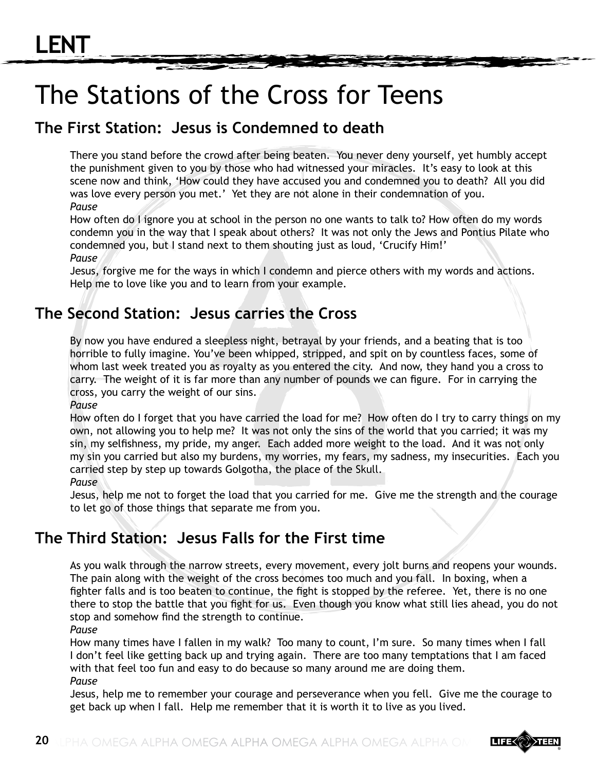# LENT

# The Stations of the Cross for Teens

## The First Station: Jesus is Condemned to death

There you stand before the crowd after being beaten. You never deny yourself, yet humbly accept the punishment given to you by those who had witnessed your miracles. It's easy to look at this scene now and think, 'How could they have accused you and condemned you to death? All you did was love every person you met.' Yet they are not alone in their condemnation of you.

*Pause*

How often do I ignore you at school in the person no one wants to talk to? How often do my words condemn you in the way that I speak about others? It was not only the Jews and Pontius Pilate who condemned you, but I stand next to them shouting just as loud, 'Crucify Him!'

*Pause*

Jesus, forgive me for the ways in which I condemn and pierce others with my words and actions. Help me to love like you and to learn from your example.

## The Second Station: Jesus carries the Cross

By now you have endured a sleepless night, betrayal by your friends, and a beating that is too horrible to fully imagine. You've been whipped, stripped, and spit on by countless faces, some of whom last week treated you as royalty as you entered the city. And now, they hand you a cross to carry. The weight of it is far more than any number of pounds we can figure. For in carrying the cross, you carry the weight of our sins.

*Pause*

How often do I forget that you have carried the load for me? How often do I try to carry things on my own, not allowing you to help me? It was not only the sins of the world that you carried; it was my sin, my selfishness, my pride, my anger. Each added more weight to the load. And it was not only my sin you carried but also my burdens, my worries, my fears, my sadness, my insecurities. Each you carried step by step up towards Golgotha, the place of the Skull.

*Pause*

Jesus, help me not to forget the load that you carried for me. Give me the strength and the courage to let go of those things that separate me from you.

## The Third Station: Jesus Falls for the First time

As you walk through the narrow streets, every movement, every jolt burns and reopens your wounds. The pain along with the weight of the cross becomes too much and you fall. In boxing, when a fighter falls and is too beaten to continue, the fight is stopped by the referee. Yet, there is no one there to stop the battle that you fight for us. Even though you know what still lies ahead, you do not stop and somehow find the strength to continue.

*Pause*

How many times have I fallen in my walk? Too many to count, I'm sure. So many times when I fall I don't feel like getting back up and trying again. There are too many temptations that I am faced with that feel too fun and easy to do because so many around me are doing them.

*Pause*

Jesus, help me to remember your courage and perseverance when you fell. Give me the courage to get back up when I fall. Help me remember that it is worth it to live as you lived.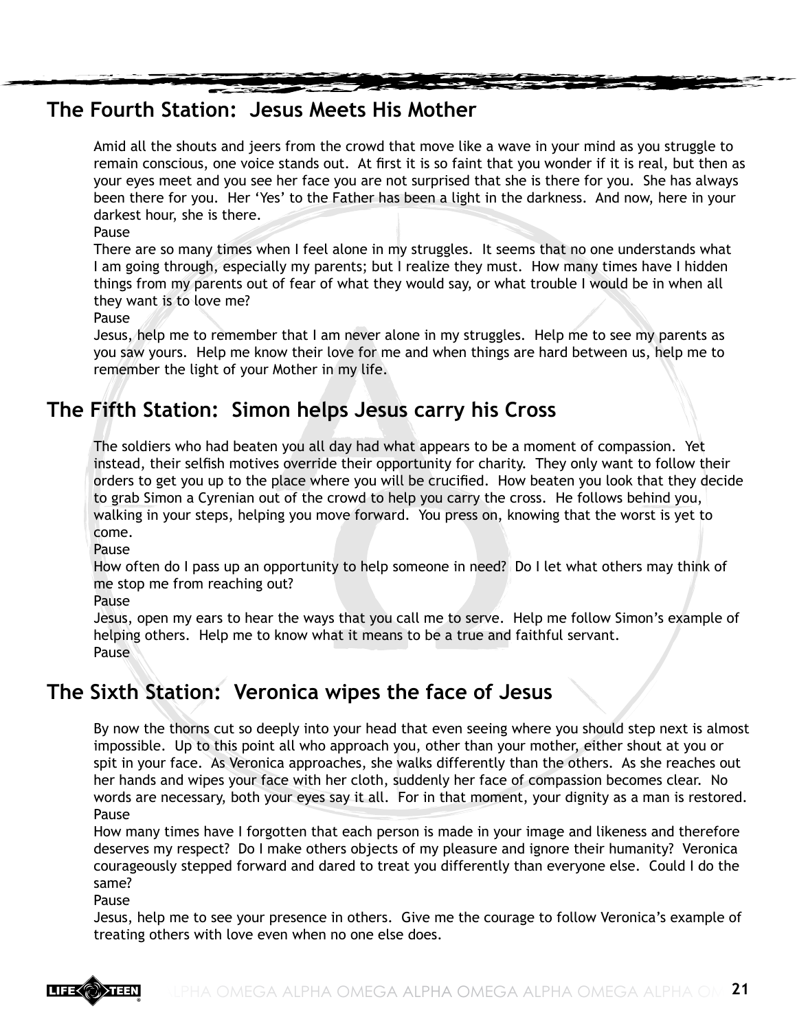## The Fourth Station: Jesus Meets His Mother

Amid all the shouts and jeers from the crowd that move like a wave in your mind as you struggle to remain conscious, one voice stands out. At first it is so faint that you wonder if it is real, but then as your eyes meet and you see her face you are not surprised that she is there for you. She has always been there for you. Her 'Yes' to the Father has been a light in the darkness. And now, here in your darkest hour, she is there.

Pause

There are so many times when I feel alone in my struggles. It seems that no one understands what I am going through, especially my parents; but I realize they must. How many times have I hidden things from my parents out of fear of what they would say, or what trouble I would be in when all they want is to love me?

Pause

Jesus, help me to remember that I am never alone in my struggles. Help me to see my parents as you saw yours. Help me know their love for me and when things are hard between us, help me to remember the light of your Mother in my life.

## The Fifth Station: Simon helps Jesus carry his Cross

The soldiers who had beaten you all day had what appears to be a moment of compassion. Yet instead, their selfish motives override their opportunity for charity. They only want to follow their orders to get you up to the place where you will be crucified. How beaten you look that they decide to grab Simon a Cyrenian out of the crowd to help you carry the cross. He follows behind you, walking in your steps, helping you move forward. You press on, knowing that the worst is yet to come.

Pause

How often do I pass up an opportunity to help someone in need? Do I let what others may think of me stop me from reaching out?

Pause

Jesus, open my ears to hear the ways that you call me to serve. Help me follow Simon's example of helping others. Help me to know what it means to be a true and faithful servant.

Pause

## The Sixth Station: Veronica wipes the face of Jesus

By now the thorns cut so deeply into your head that even seeing where you should step next is almost impossible. Up to this point all who approach you, other than your mother, either shout at you or spit in your face. As Veronica approaches, she walks differently than the others. As she reaches out her hands and wipes your face with her cloth, suddenly her face of compassion becomes clear. No words are necessary, both your eyes say it all. For in that moment, your dignity as a man is restored.

Pause

How many times have I forgotten that each person is made in your image and likeness and therefore deserves my respect? Do I make others objects of my pleasure and ignore their humanity? Veronica courageously stepped forward and dared to treat you differently than everyone else. Could I do the same?

Pause

Jesus, help me to see your presence in others. Give me the courage to follow Veronica's example of treating others with love even when no one else does.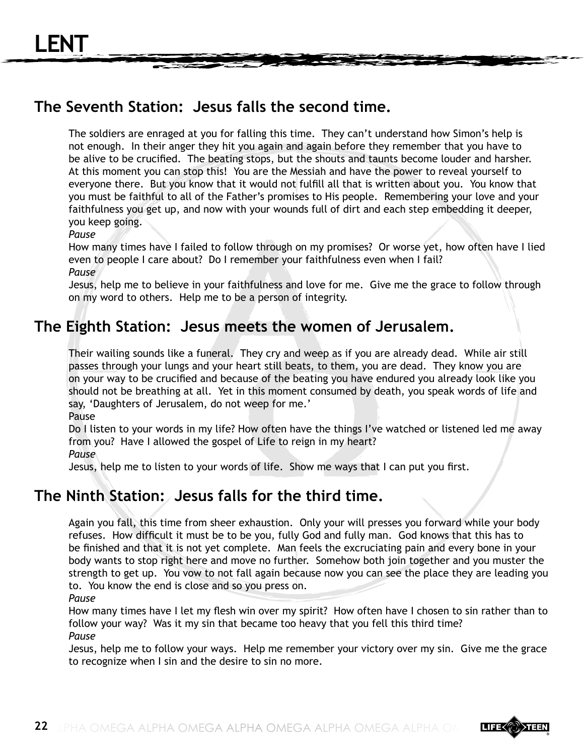## The Seventh Station: Jesus falls the second time.

The soldiers are enraged at you for falling this time. They can't understand how Simon's help is not enough. In their anger they hit you again and again before they remember that you have to be alive to be crucified. The beating stops, but the shouts and taunts become louder and harsher. At this moment you can stop this! You are the Messiah and have the power to reveal yourself to everyone there. But you know that it would not fulfill all that is written about you. You know that you must be faithful to all of the Father's promises to His people. Remembering your love and your faithfulness you get up, and now with your wounds full of dirt and each step embedding it deeper, you keep going.

*Pause*

How many times have I failed to follow through on my promises? Or worse yet, how often have I lied even to people I care about? Do I remember your faithfulness even when I fail?

*Pause*

Jesus, help me to believe in your faithfulness and love for me. Give me the grace to follow through on my word to others. Help me to be a person of integrity.

## The Eighth Station: Jesus meets the women of Jerusalem.

Their wailing sounds like a funeral. They cry and weep as if you are already dead. While air still passes through your lungs and your heart still beats, to them, you are dead. They know you are on your way to be crucified and because of the beating you have endured you already look like you should not be breathing at all. Yet in this moment consumed by death, you speak words of life and say, 'Daughters of Jerusalem, do not weep for me.'

Pause

Do I listen to your words in my life? How often have the things I've watched or listened led me away from you? Have I allowed the gospel of Life to reign in my heart?

*Pause*

Jesus, help me to listen to your words of life. Show me ways that I can put you first.

## The Ninth Station: Jesus falls for the third time.

Again you fall, this time from sheer exhaustion. Only your will presses you forward while your body refuses. How difficult it must be to be you, fully God and fully man. God knows that this has to be finished and that it is not yet complete. Man feels the excruciating pain and every bone in your body wants to stop right here and move no further. Somehow both join together and you muster the strength to get up. You vow to not fall again because now you can see the place they are leading you to. You know the end is close and so you press on.

*Pause*

How many times have I let my flesh win over my spirit? How often have I chosen to sin rather than to follow your way? Was it my sin that became too heavy that you fell this third time?

*Pause*

Jesus, help me to follow your ways. Help me remember your victory over my sin. Give me the grace to recognize when I sin and the desire to sin no more.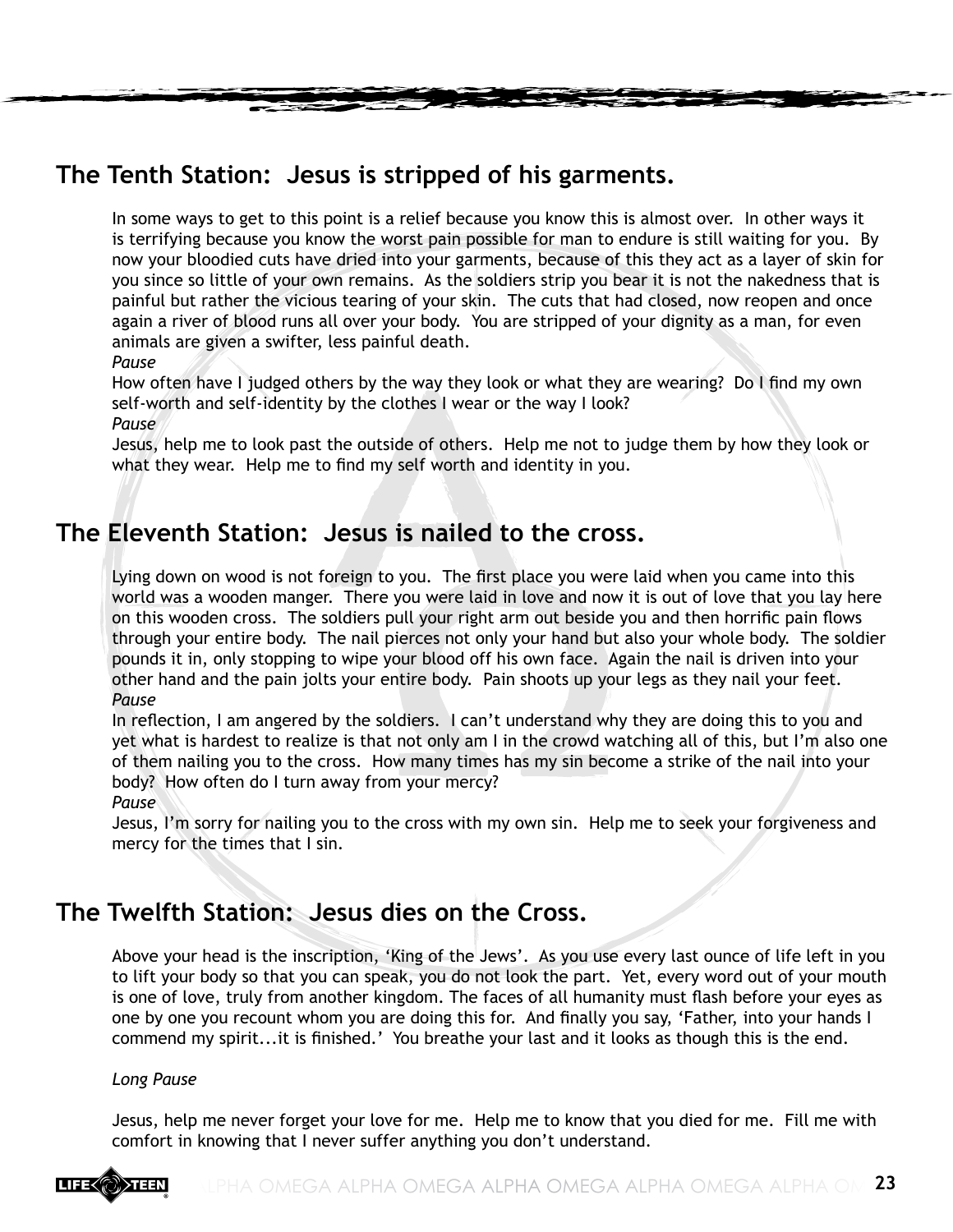## The Tenth Station:  Jesus is stripped of his garments.

In some ways to get to this point is a relief because you know this is almost over.  In other ways it is terrifying because you know the worst pain possible for man to endure is still waiting for you.  By now your bloodied cuts have dried into your garments, because of this they act as a layer of skin for you since so little of your own remains.  As the soldiers strip you bear it is not the nakedness that is painful but rather the vicious tearing of your skin.  The cuts that had closed, now reopen and once again a river of blood runs all over your body.  You are stripped of your dignity as a man, for even animals are given a swifter, less painful death.

*Pause*

How often have I judged others by the way they look or what they are wearing?  Do I find my own self-worth and self-identity by the clothes I wear or the way I look?

*Pause*

Jesus, help me to look past the outside of others.  Help me not to judge them by how they look or what they wear.  Help me to find my self worth and identity in you.

## The Eleventh Station:  Jesus is nailed to the cross.

Lying down on wood is not foreign to you.  The first place you were laid when you came into this world was a wooden manger.  There you were laid in love and now it is out of love that you lay here on this wooden cross.  The soldiers pull your right arm out beside you and then horrific pain flows through your entire body.  The nail pierces not only your hand but also your whole body.  The soldier pounds it in, only stopping to wipe your blood off his own face.  Again the nail is driven into your other hand and the pain jolts your entire body.  Pain shoots up your legs as they nail your feet.

*Pause*

In reflection, I am angered by the soldiers.  I can't understand why they are doing this to you and yet what is hardest to realize is that not only am I in the crowd watching all of this, but I'm also one of them nailing you to the cross.  How many times has my sin become a strike of the nail into your body?  How often do I turn away from your mercy?

*Pause*

Jesus, I'm sorry for nailing you to the cross with my own sin.  Help me to seek your forgiveness and mercy for the times that I sin.

## The Twelfth Station:  Jesus dies on the Cross.

Above your head is the inscription, 'King of the Jews'.  As you use every last ounce of life left in you to lift your body so that you can speak, you do not look the part.  Yet, every word out of your mouth is one of love, truly from another kingdom. The faces of all humanity must flash before your eyes as one by one you recount whom you are doing this for.  And finally you say, 'Father, into your hands I commend my spirit...it is finished.'  You breathe your last and it looks as though this is the end.

*Long Pause*

Jesus, help me never forget your love for me.  Help me to know that you died for me.  Fill me with comfort in knowing that I never suffer anything you don't understand.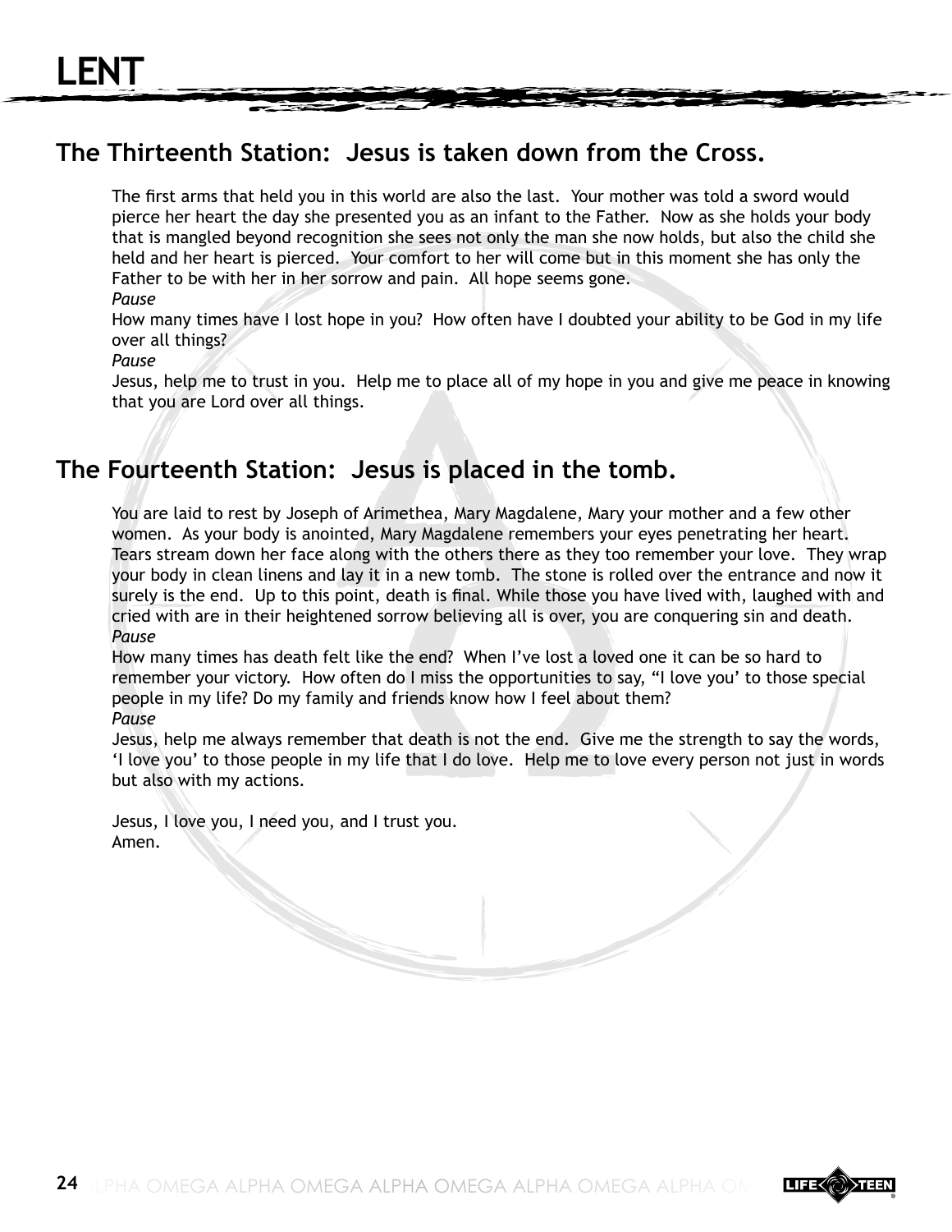# LENT

## The Thirteenth Station: Jesus is taken down from the Cross.

The first arms that held you in this world are also the last. Your mother was told a sword would pierce her heart the day she presented you as an infant to the Father. Now as she holds your body that is mangled beyond recognition she sees not only the man she now holds, but also the child she held and her heart is pierced. Your comfort to her will come but in this moment she has only the Father to be with her in her sorrow and pain. All hope seems gone.
*Pause*
How many times have I lost hope in you? How often have I doubted your ability to be God in my life over all things?
*Pause*
Jesus, help me to trust in you. Help me to place all of my hope in you and give me peace in knowing that you are Lord over all things.

## The Fourteenth Station: Jesus is placed in the tomb.

You are laid to rest by Joseph of Arimethea, Mary Magdalene, Mary your mother and a few other women. As your body is anointed, Mary Magdalene remembers your eyes penetrating her heart. Tears stream down her face along with the others there as they too remember your love. They wrap your body in clean linens and lay it in a new tomb. The stone is rolled over the entrance and now it surely is the end. Up to this point, death is final. While those you have lived with, laughed with and cried with are in their heightened sorrow believing all is over, you are conquering sin and death.
*Pause*
How many times has death felt like the end? When I've lost a loved one it can be so hard to remember your victory. How often do I miss the opportunities to say, "I love you' to those special people in my life? Do my family and friends know how I feel about them?
*Pause*
Jesus, help me always remember that death is not the end. Give me the strength to say the words, 'I love you' to those people in my life that I do love. Help me to love every person not just in words but also with my actions.

Jesus, I love you, I need you, and I trust you.
Amen.